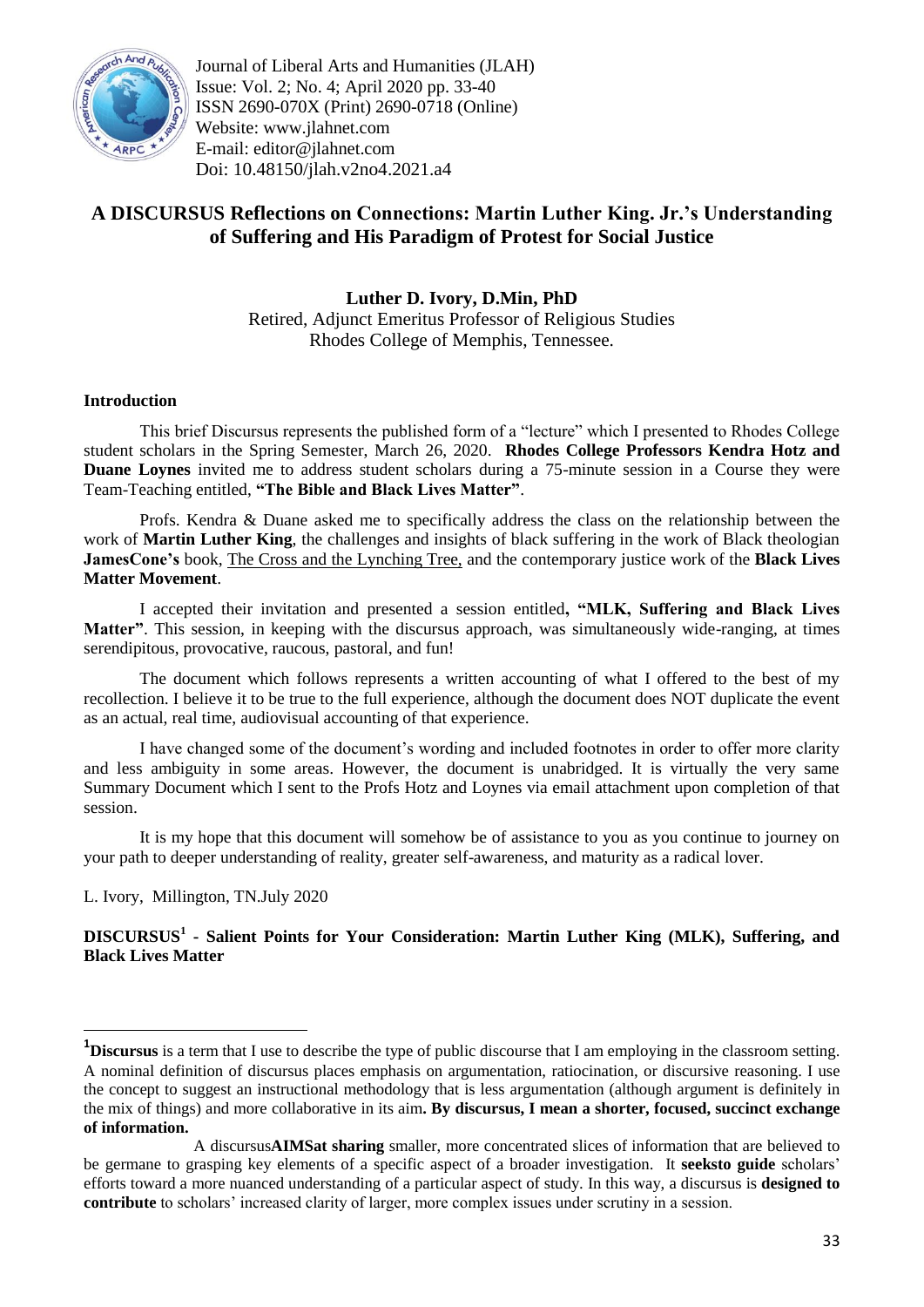Journal of Liberal Arts and Humanities (JLAH)
Issue: Vol. 2; No. 4; April 2020 pp. 33-40
ISSN 2690-070X (Print) 2690-0718 (Online)
Website: www.jlahnet.com
E-mail: editor@jlahnet.com
Doi: 10.48150/jlah.v2no4.2021.a4

# A DISCURSUS Reflections on Connections: Martin Luther King. Jr.'s Understanding of Suffering and His Paradigm of Protest for Social Justice

**Luther D. Ivory, D.Min, PhD**
Retired, Adjunct Emeritus Professor of Religious Studies
Rhodes College of Memphis, Tennessee.

## Introduction

This brief Discursus represents the published form of a "lecture" which I presented to Rhodes College student scholars in the Spring Semester, March 26, 2020. **Rhodes College Professors Kendra Hotz and Duane Loynes** invited me to address student scholars during a 75-minute session in a Course they were Team-Teaching entitled, **"The Bible and Black Lives Matter"**.

Profs. Kendra & Duane asked me to specifically address the class on the relationship between the work of **Martin Luther King**, the challenges and insights of black suffering in the work of Black theologian **JamesCone's** book, The Cross and the Lynching Tree, and the contemporary justice work of the **Black Lives Matter Movement**.

I accepted their invitation and presented a session entitled**, "MLK, Suffering and Black Lives Matter"**. This session, in keeping with the discursus approach, was simultaneously wide-ranging, at times serendipitous, provocative, raucous, pastoral, and fun!

The document which follows represents a written accounting of what I offered to the best of my recollection. I believe it to be true to the full experience, although the document does NOT duplicate the event as an actual, real time, audiovisual accounting of that experience.

I have changed some of the document's wording and included footnotes in order to offer more clarity and less ambiguity in some areas. However, the document is unabridged. It is virtually the very same Summary Document which I sent to the Profs Hotz and Loynes via email attachment upon completion of that session.

It is my hope that this document will somehow be of assistance to you as you continue to journey on your path to deeper understanding of reality, greater self-awareness, and maturity as a radical lover.

L. Ivory, Millington, TN.July 2020

## DISCURSUS[1] - Salient Points for Your Consideration: Martin Luther King (MLK), Suffering, and Black Lives Matter

---

[1]**Discursus** is a term that I use to describe the type of public discourse that I am employing in the classroom setting. A nominal definition of discursus places emphasis on argumentation, ratiocination, or discursive reasoning. I use the concept to suggest an instructional methodology that is less argumentation (although argument is definitely in the mix of things) and more collaborative in its aim**. By discursus, I mean a shorter, focused, succinct exchange of information.**

A discursus**AIMSat sharing** smaller, more concentrated slices of information that are believed to be germane to grasping key elements of a specific aspect of a broader investigation. It **seeksto guide** scholars' efforts toward a more nuanced understanding of a particular aspect of study. In this way, a discursus is **designed to contribute** to scholars' increased clarity of larger, more complex issues under scrutiny in a session.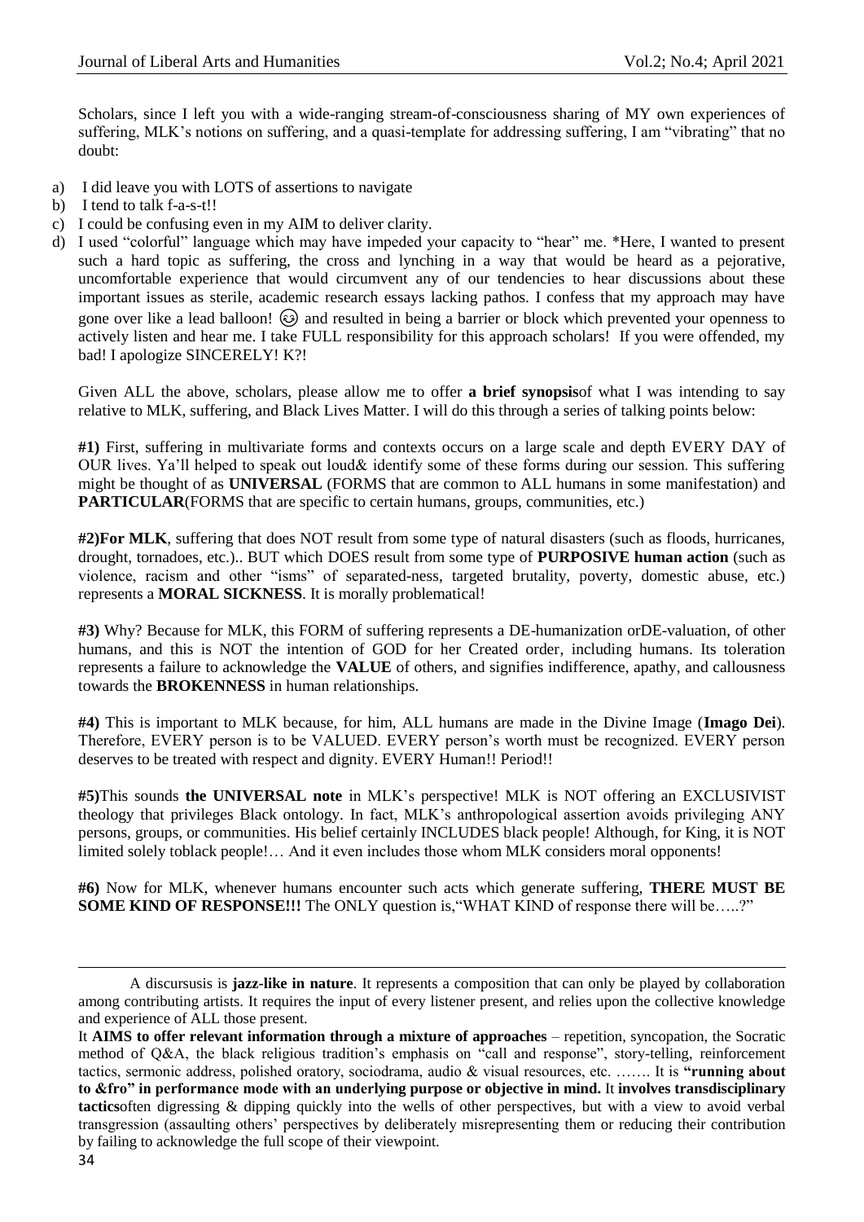Scholars, since I left you with a wide-ranging stream-of-consciousness sharing of MY own experiences of suffering, MLK's notions on suffering, and a quasi-template for addressing suffering, I am "vibrating" that no doubt:

a) I did leave you with LOTS of assertions to navigate
b) I tend to talk f-a-s-t!!
c) I could be confusing even in my AIM to deliver clarity.
d) I used "colorful" language which may have impeded your capacity to "hear" me. *Here, I wanted to present such a hard topic as suffering, the cross and lynching in a way that would be heard as a pejorative, uncomfortable experience that would circumvent any of our tendencies to hear discussions about these important issues as sterile, academic research essays lacking pathos. I confess that my approach may have gone over like a lead balloon! 😉 and resulted in being a barrier or block which prevented your openness to actively listen and hear me. I take FULL responsibility for this approach scholars! If you were offended, my bad! I apologize SINCERELY! K?!

Given ALL the above, scholars, please allow me to offer **a brief synopsis** of what I was intending to say relative to MLK, suffering, and Black Lives Matter. I will do this through a series of talking points below:

**#1)** First, suffering in multivariate forms and contexts occurs on a large scale and depth EVERY DAY of OUR lives. Ya'll helped to speak out loud& identify some of these forms during our session. This suffering might be thought of as **UNIVERSAL** (FORMS that are common to ALL humans in some manifestation) and **PARTICULAR**(FORMS that are specific to certain humans, groups, communities, etc.)

**#2)For MLK**, suffering that does NOT result from some type of natural disasters (such as floods, hurricanes, drought, tornadoes, etc.).. BUT which DOES result from some type of **PURPOSIVE human action** (such as violence, racism and other "isms" of separated-ness, targeted brutality, poverty, domestic abuse, etc.) represents a **MORAL SICKNESS**. It is morally problematical!

**#3)** Why? Because for MLK, this FORM of suffering represents a DE-humanization orDE-valuation, of other humans, and this is NOT the intention of GOD for her Created order, including humans. Its toleration represents a failure to acknowledge the **VALUE** of others, and signifies indifference, apathy, and callousness towards the **BROKENNESS** in human relationships.

**#4)** This is important to MLK because, for him, ALL humans are made in the Divine Image (**Imago Dei**). Therefore, EVERY person is to be VALUED. EVERY person's worth must be recognized. EVERY person deserves to be treated with respect and dignity. EVERY Human!! Period!!

**#5)**This sounds **the UNIVERSAL note** in MLK's perspective! MLK is NOT offering an EXCLUSIVIST theology that privileges Black ontology. In fact, MLK's anthropological assertion avoids privileging ANY persons, groups, or communities. His belief certainly INCLUDES black people! Although, for King, it is NOT limited solely toblack people!… And it even includes those whom MLK considers moral opponents!

**#6)** Now for MLK, whenever humans encounter such acts which generate suffering, **THERE MUST BE SOME KIND OF RESPONSE!!!** The ONLY question is,"WHAT KIND of response there will be…..?"

---

A discursusis is **jazz-like in nature**. It represents a composition that can only be played by collaboration among contributing artists. It requires the input of every listener present, and relies upon the collective knowledge and experience of ALL those present.

It **AIMS to offer relevant information through a mixture of approaches** – repetition, syncopation, the Socratic method of Q&A, the black religious tradition's emphasis on "call and response", story-telling, reinforcement tactics, sermonic address, polished oratory, sociodrama, audio & visual resources, etc. ……. It is **"running about to &fro" in performance mode with an underlying purpose or objective in mind.** It **involves transdisciplinary tactics**often digressing & dipping quickly into the wells of other perspectives, but with a view to avoid verbal transgression (assaulting others' perspectives by deliberately misrepresenting them or reducing their contribution by failing to acknowledge the full scope of their viewpoint.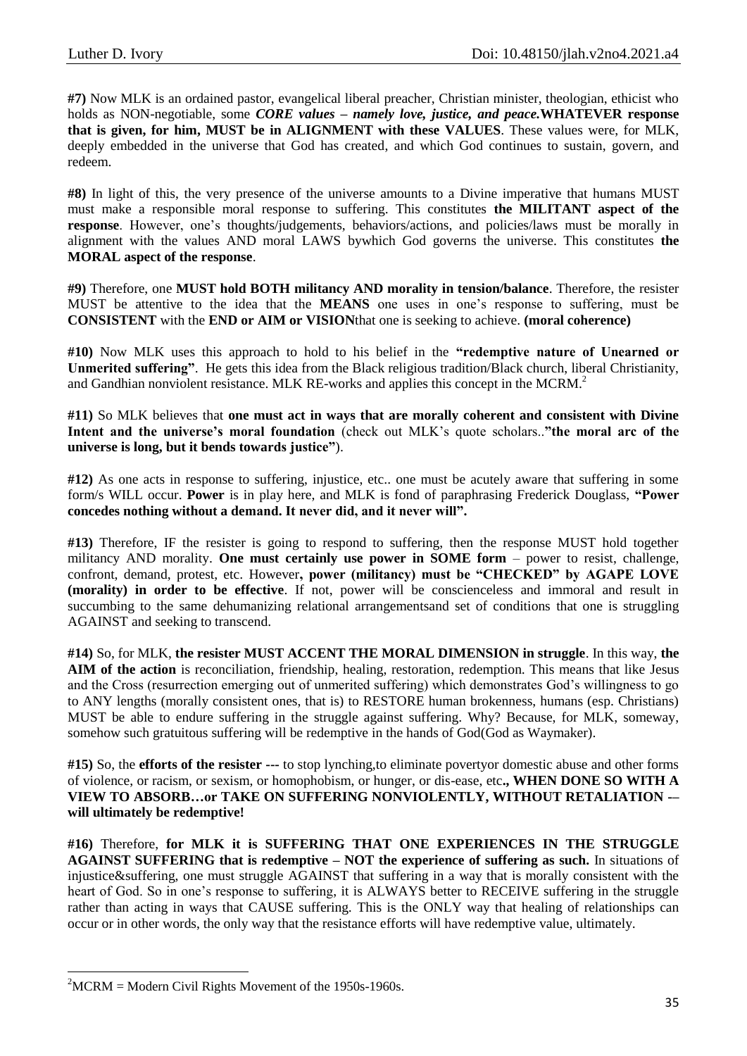**#7)** Now MLK is an ordained pastor, evangelical liberal preacher, Christian minister, theologian, ethicist who holds as NON-negotiable, some ***CORE values – namely love, justice, and peace.*** **WHATEVER response that is given, for him, MUST be in ALIGNMENT with these VALUES**. These values were, for MLK, deeply embedded in the universe that God has created, and which God continues to sustain, govern, and redeem.

**#8)** In light of this, the very presence of the universe amounts to a Divine imperative that humans MUST must make a responsible moral response to suffering. This constitutes **the MILITANT aspect of the response**. However, one's thoughts/judgements, behaviors/actions, and policies/laws must be morally in alignment with the values AND moral LAWS bywhich God governs the universe. This constitutes **the MORAL aspect of the response**.

**#9)** Therefore, one **MUST hold BOTH militancy AND morality in tension/balance**. Therefore, the resister MUST be attentive to the idea that the **MEANS** one uses in one's response to suffering, must be **CONSISTENT** with the **END or AIM or VISION**that one is seeking to achieve. **(moral coherence)**

**#10)** Now MLK uses this approach to hold to his belief in the **"redemptive nature of Unearned or Unmerited suffering"**. He gets this idea from the Black religious tradition/Black church, liberal Christianity, and Gandhian nonviolent resistance. MLK RE-works and applies this concept in the MCRM.[2]

**#11)** So MLK believes that **one must act in ways that are morally coherent and consistent with Divine Intent and the universe's moral foundation** (check out MLK's quote scholars..**"the moral arc of the universe is long, but it bends towards justice"**).

**#12)** As one acts in response to suffering, injustice, etc.. one must be acutely aware that suffering in some form/s WILL occur. **Power** is in play here, and MLK is fond of paraphrasing Frederick Douglass, **"Power concedes nothing without a demand. It never did, and it never will".**

**#13)** Therefore, IF the resister is going to respond to suffering, then the response MUST hold together militancy AND morality. **One must certainly use power in SOME form** – power to resist, challenge, confront, demand, protest, etc. However**, power (militancy) must be "CHECKED" by AGAPE LOVE (morality) in order to be effective**. If not, power will be conscienceless and immoral and result in succumbing to the same dehumanizing relational arrangementsand set of conditions that one is struggling AGAINST and seeking to transcend.

**#14)** So, for MLK, **the resister MUST ACCENT THE MORAL DIMENSION in struggle**. In this way, **the AIM of the action** is reconciliation, friendship, healing, restoration, redemption. This means that like Jesus and the Cross (resurrection emerging out of unmerited suffering) which demonstrates God's willingness to go to ANY lengths (morally consistent ones, that is) to RESTORE human brokenness, humans (esp. Christians) MUST be able to endure suffering in the struggle against suffering. Why? Because, for MLK, someway, somehow such gratuitous suffering will be redemptive in the hands of God(God as Waymaker).

**#15)** So, the **efforts of the resister ---** to stop lynching,to eliminate povertyor domestic abuse and other forms of violence, or racism, or sexism, or homophobism, or hunger, or dis-ease, etc**., WHEN DONE SO WITH A VIEW TO ABSORB…or TAKE ON SUFFERING NONVIOLENTLY, WITHOUT RETALIATION -– will ultimately be redemptive!**

**#16)** Therefore, **for MLK it is SUFFERING THAT ONE EXPERIENCES IN THE STRUGGLE AGAINST SUFFERING that is redemptive – NOT the experience of suffering as such.** In situations of injustice&suffering, one must struggle AGAINST that suffering in a way that is morally consistent with the heart of God. So in one's response to suffering, it is ALWAYS better to RECEIVE suffering in the struggle rather than acting in ways that CAUSE suffering. This is the ONLY way that healing of relationships can occur or in other words, the only way that the resistance efforts will have redemptive value, ultimately.

[2] MCRM = Modern Civil Rights Movement of the 1950s-1960s.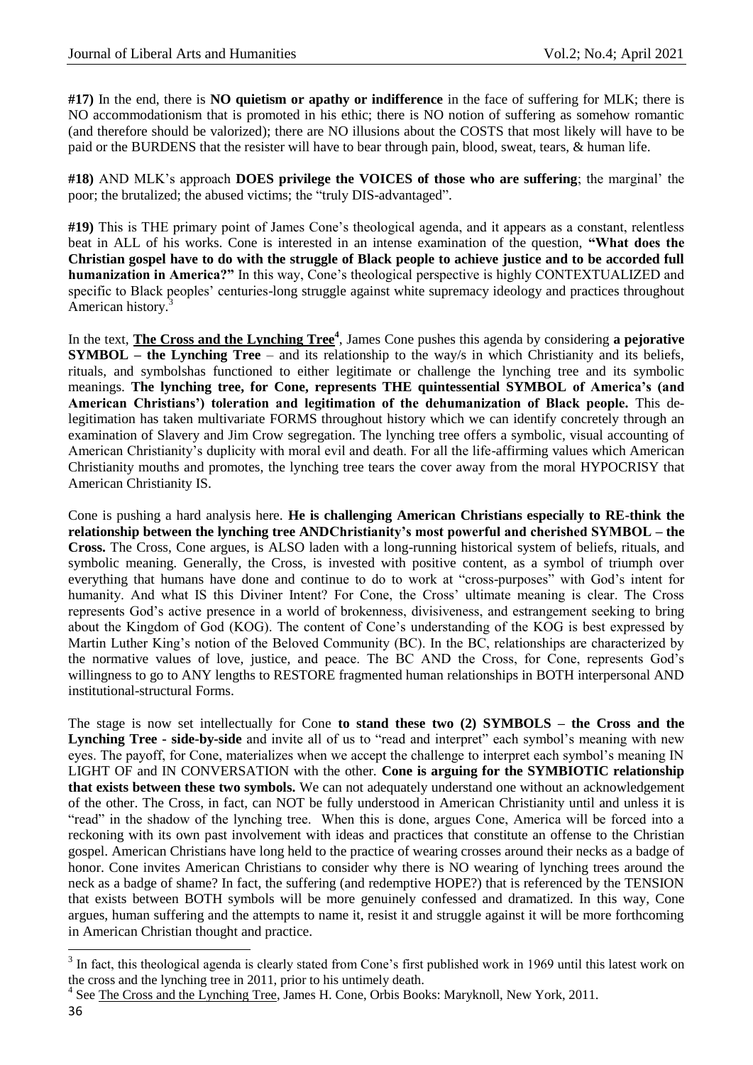**#17)** In the end, there is **NO quietism or apathy or indifference** in the face of suffering for MLK; there is NO accommodationism that is promoted in his ethic; there is NO notion of suffering as somehow romantic (and therefore should be valorized); there are NO illusions about the COSTS that most likely will have to be paid or the BURDENS that the resister will have to bear through pain, blood, sweat, tears, & human life.

**#18)** AND MLK's approach **DOES privilege the VOICES of those who are suffering**; the marginal' the poor; the brutalized; the abused victims; the "truly DIS-advantaged".

**#19)** This is THE primary point of James Cone's theological agenda, and it appears as a constant, relentless beat in ALL of his works. Cone is interested in an intense examination of the question, **"What does the Christian gospel have to do with the struggle of Black people to achieve justice and to be accorded full humanization in America?"** In this way, Cone's theological perspective is highly CONTEXTUALIZED and specific to Black peoples' centuries-long struggle against white supremacy ideology and practices throughout American history.[3]

In the text, **<u>The Cross and the Lynching Tree</u>**[4], James Cone pushes this agenda by considering **a pejorative SYMBOL – the Lynching Tree** – and its relationship to the way/s in which Christianity and its beliefs, rituals, and symbolshas functioned to either legitimate or challenge the lynching tree and its symbolic meanings. **The lynching tree, for Cone, represents THE quintessential SYMBOL of America's (and American Christians') toleration and legitimation of the dehumanization of Black people.** This de-legitimation has taken multivariate FORMS throughout history which we can identify concretely through an examination of Slavery and Jim Crow segregation. The lynching tree offers a symbolic, visual accounting of American Christianity's duplicity with moral evil and death. For all the life-affirming values which American Christianity mouths and promotes, the lynching tree tears the cover away from the moral HYPOCRISY that American Christianity IS.

Cone is pushing a hard analysis here. **He is challenging American Christians especially to RE-think the relationship between the lynching tree ANDChristianity's most powerful and cherished SYMBOL – the Cross.** The Cross, Cone argues, is ALSO laden with a long-running historical system of beliefs, rituals, and symbolic meaning. Generally, the Cross, is invested with positive content, as a symbol of triumph over everything that humans have done and continue to do to work at "cross-purposes" with God's intent for humanity. And what IS this Diviner Intent? For Cone, the Cross' ultimate meaning is clear. The Cross represents God's active presence in a world of brokenness, divisiveness, and estrangement seeking to bring about the Kingdom of God (KOG). The content of Cone's understanding of the KOG is best expressed by Martin Luther King's notion of the Beloved Community (BC). In the BC, relationships are characterized by the normative values of love, justice, and peace. The BC AND the Cross, for Cone, represents God's willingness to go to ANY lengths to RESTORE fragmented human relationships in BOTH interpersonal AND institutional-structural Forms.

The stage is now set intellectually for Cone **to stand these two (2) SYMBOLS – the Cross and the Lynching Tree - side-by-side** and invite all of us to "read and interpret" each symbol's meaning with new eyes. The payoff, for Cone, materializes when we accept the challenge to interpret each symbol's meaning IN LIGHT OF and IN CONVERSATION with the other. **Cone is arguing for the SYMBIOTIC relationship that exists between these two symbols.** We can not adequately understand one without an acknowledgement of the other. The Cross, in fact, can NOT be fully understood in American Christianity until and unless it is "read" in the shadow of the lynching tree. When this is done, argues Cone, America will be forced into a reckoning with its own past involvement with ideas and practices that constitute an offense to the Christian gospel. American Christians have long held to the practice of wearing crosses around their necks as a badge of honor. Cone invites American Christians to consider why there is NO wearing of lynching trees around the neck as a badge of shame? In fact, the suffering (and redemptive HOPE?) that is referenced by the TENSION that exists between BOTH symbols will be more genuinely confessed and dramatized. In this way, Cone argues, human suffering and the attempts to name it, resist it and struggle against it will be more forthcoming in American Christian thought and practice.

---

[3] In fact, this theological agenda is clearly stated from Cone's first published work in 1969 until this latest work on the cross and the lynching tree in 2011, prior to his untimely death.

[4] See <u>The Cross and the Lynching Tree</u>, James H. Cone, Orbis Books: Maryknoll, New York, 2011.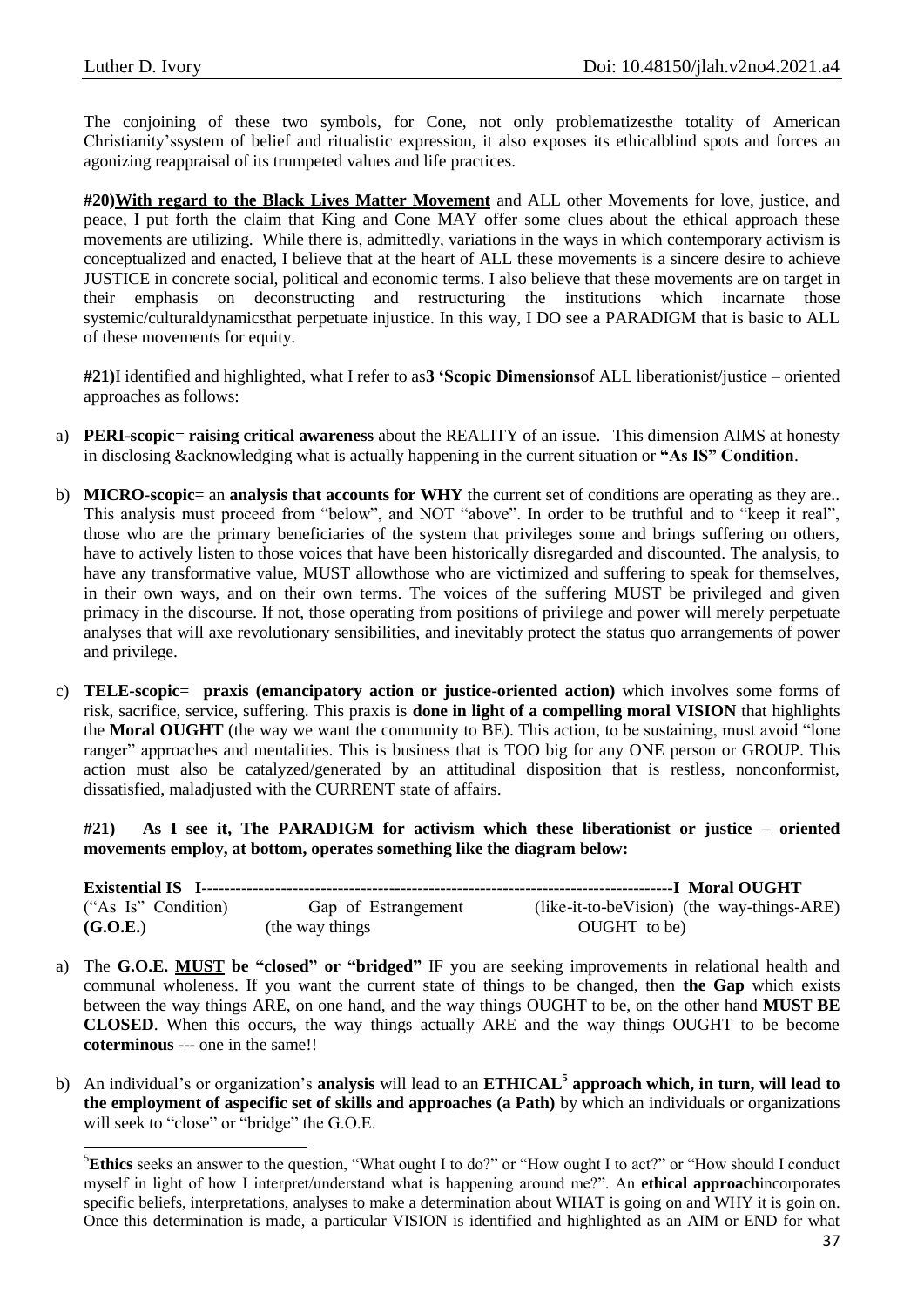The conjoining of these two symbols, for Cone, not only problematizesthe totality of American Christianity'ssystem of belief and ritualistic expression, it also exposes its ethicalblind spots and forces an agonizing reappraisal of its trumpeted values and life practices.

**#20)With regard to the Black Lives Matter Movement** and ALL other Movements for love, justice, and peace, I put forth the claim that King and Cone MAY offer some clues about the ethical approach these movements are utilizing. While there is, admittedly, variations in the ways in which contemporary activism is conceptualized and enacted, I believe that at the heart of ALL these movements is a sincere desire to achieve JUSTICE in concrete social, political and economic terms. I also believe that these movements are on target in their emphasis on deconstructing and restructuring the institutions which incarnate those systemic/culturaldynamicsthat perpetuate injustice. In this way, I DO see a PARADIGM that is basic to ALL of these movements for equity.

**#21)**I identified and highlighted, what I refer to as**3 'Scopic Dimensions**of ALL liberationist/justice – oriented approaches as follows:

a) **PERI-scopic**= **raising critical awareness** about the REALITY of an issue. This dimension AIMS at honesty in disclosing &acknowledging what is actually happening in the current situation or **"As IS" Condition**.

b) **MICRO-scopic**= an **analysis that accounts for WHY** the current set of conditions are operating as they are.. This analysis must proceed from "below", and NOT "above". In order to be truthful and to "keep it real", those who are the primary beneficiaries of the system that privileges some and brings suffering on others, have to actively listen to those voices that have been historically disregarded and discounted. The analysis, to have any transformative value, MUST allowthose who are victimized and suffering to speak for themselves, in their own ways, and on their own terms. The voices of the suffering MUST be privileged and given primacy in the discourse. If not, those operating from positions of privilege and power will merely perpetuate analyses that will axe revolutionary sensibilities, and inevitably protect the status quo arrangements of power and privilege.

c) **TELE-scopic**= **praxis (emancipatory action or justice-oriented action)** which involves some forms of risk, sacrifice, service, suffering. This praxis is **done in light of a compelling moral VISION** that highlights the **Moral OUGHT** (the way we want the community to BE). This action, to be sustaining, must avoid "lone ranger" approaches and mentalities. This is business that is TOO big for any ONE person or GROUP. This action must also be catalyzed/generated by an attitudinal disposition that is restless, nonconformist, dissatisfied, maladjusted with the CURRENT state of affairs.

**#21) As I see it, The PARADIGM for activism which these liberationist or justice – oriented movements employ, at bottom, operates something like the diagram below:**

**Existential IS I--------------------------------------------------------------------------------------I Moral OUGHT**
("As Is" Condition) Gap of Estrangement (like-it-to-beVision) (the way-things-ARE)
**(G.O.E.)** (the way things OUGHT to be)

a) The **G.O.E. MUST be "closed" or "bridged"** IF you are seeking improvements in relational health and communal wholeness. If you want the current state of things to be changed, then **the Gap** which exists between the way things ARE, on one hand, and the way things OUGHT to be, on the other hand **MUST BE CLOSED**. When this occurs, the way things actually ARE and the way things OUGHT to be become **coterminous** --- one in the same!!

b) An individual's or organization's **analysis** will lead to an **ETHICAL[5] approach which, in turn, will lead to the employment of aspecific set of skills and approaches (a Path)** by which an individuals or organizations will seek to "close" or "bridge" the G.O.E.

---

[5]**Ethics** seeks an answer to the question, "What ought I to do?" or "How ought I to act?" or "How should I conduct myself in light of how I interpret/understand what is happening around me?". An **ethical approach**incorporates specific beliefs, interpretations, analyses to make a determination about WHAT is going on and WHY it is goin on. Once this determination is made, a particular VISION is identified and highlighted as an AIM or END for what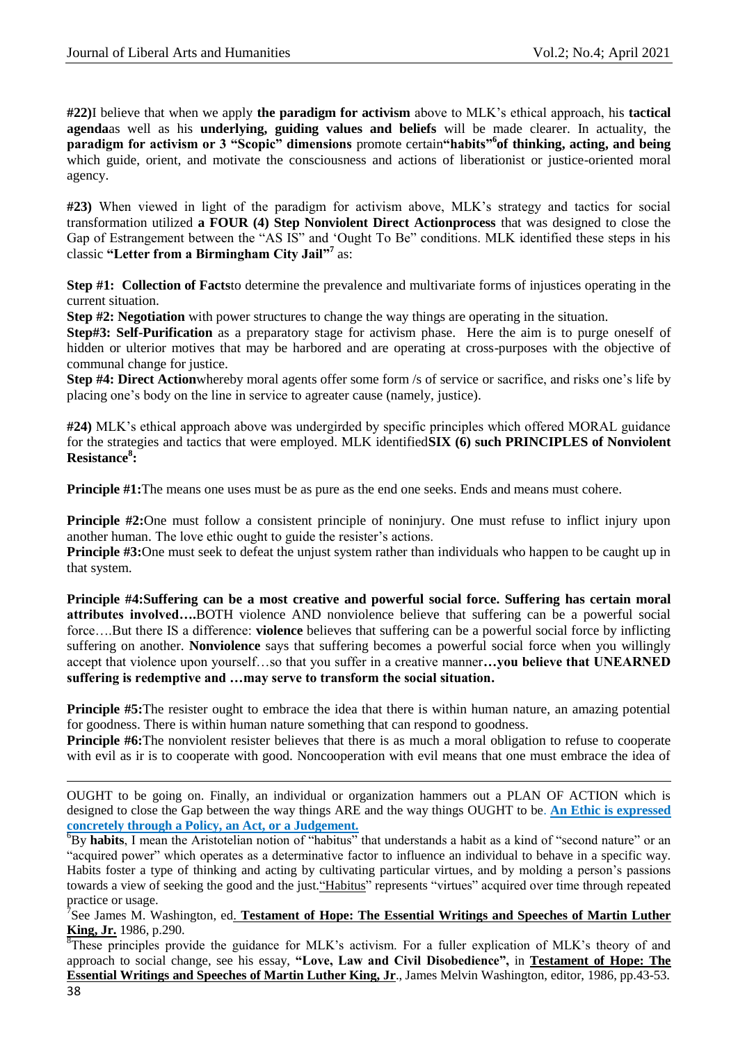**#22)**I believe that when we apply **the paradigm for activism** above to MLK's ethical approach, his **tactical agenda**as well as his **underlying, guiding values and beliefs** will be made clearer. In actuality, the **paradigm for activism or 3 "Scopic" dimensions** promote certain**"habits"**[6]**of thinking, acting, and being** which guide, orient, and motivate the consciousness and actions of liberationist or justice-oriented moral agency.

**#23)** When viewed in light of the paradigm for activism above, MLK's strategy and tactics for social transformation utilized **a FOUR (4) Step Nonviolent Direct Actionprocess** that was designed to close the Gap of Estrangement between the "AS IS" and 'Ought To Be" conditions. MLK identified these steps in his classic **"Letter from a Birmingham City Jail"**[7] as:

**Step #1: Collection of Facts**to determine the prevalence and multivariate forms of injustices operating in the current situation.
**Step #2: Negotiation** with power structures to change the way things are operating in the situation.
**Step#3: Self-Purification** as a preparatory stage for activism phase. Here the aim is to purge oneself of hidden or ulterior motives that may be harbored and are operating at cross-purposes with the objective of communal change for justice.
**Step #4: Direct Action**whereby moral agents offer some form /s of service or sacrifice, and risks one's life by placing one's body on the line in service to agreater cause (namely, justice).

**#24)** MLK's ethical approach above was undergirded by specific principles which offered MORAL guidance for the strategies and tactics that were employed. MLK identified**SIX (6) such PRINCIPLES of Nonviolent Resistance**[8]**:**

**Principle #1:**The means one uses must be as pure as the end one seeks. Ends and means must cohere.

**Principle #2:**One must follow a consistent principle of noninjury. One must refuse to inflict injury upon another human. The love ethic ought to guide the resister's actions.
**Principle #3:**One must seek to defeat the unjust system rather than individuals who happen to be caught up in that system.

**Principle #4:Suffering can be a most creative and powerful social force. Suffering has certain moral attributes involved….**BOTH violence AND nonviolence believe that suffering can be a powerful social force….But there IS a difference: **violence** believes that suffering can be a powerful social force by inflicting suffering on another. **Nonviolence** says that suffering becomes a powerful social force when you willingly accept that violence upon yourself…so that you suffer in a creative manner**…you believe that UNEARNED suffering is redemptive and …may serve to transform the social situation.**

**Principle #5:**The resister ought to embrace the idea that there is within human nature, an amazing potential for goodness. There is within human nature something that can respond to goodness.
**Principle #6:**The nonviolent resister believes that there is as much a moral obligation to refuse to cooperate with evil as ir is to cooperate with good. Noncooperation with evil means that one must embrace the idea of

---

OUGHT to be going on. Finally, an individual or organization hammers out a PLAN OF ACTION which is designed to close the Gap between the way things ARE and the way things OUGHT to be. **An Ethic is expressed concretely through a Policy, an Act, or a Judgement.**

[6]By **habits**, I mean the Aristotelian notion of "habitus" that understands a habit as a kind of "second nature" or an "acquired power" which operates as a determinative factor to influence an individual to behave in a specific way. Habits foster a type of thinking and acting by cultivating particular virtues, and by molding a person's passions towards a view of seeking the good and the just."Habitus" represents "virtues" acquired over time through repeated practice or usage.

[7]See James M. Washington, ed. **Testament of Hope: The Essential Writings and Speeches of Martin Luther King, Jr.** 1986, p.290.

[8]These principles provide the guidance for MLK's activism. For a fuller explication of MLK's theory of and approach to social change, see his essay, **"Love, Law and Civil Disobedience",** in **Testament of Hope: The Essential Writings and Speeches of Martin Luther King, Jr**., James Melvin Washington, editor, 1986, pp.43-53.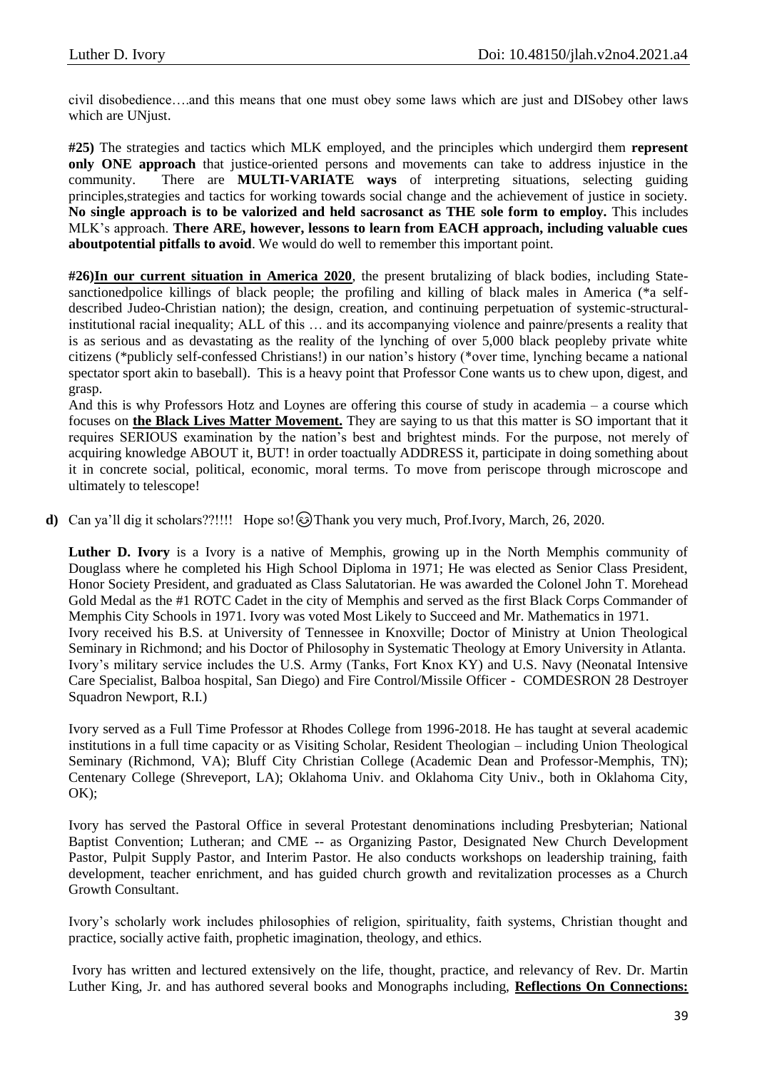civil disobedience….and this means that one must obey some laws which are just and DISobey other laws which are UNjust.

**#25)** The strategies and tactics which MLK employed, and the principles which undergird them **represent only ONE approach** that justice-oriented persons and movements can take to address injustice in the community. There are **MULTI-VARIATE ways** of interpreting situations, selecting guiding principles,strategies and tactics for working towards social change and the achievement of justice in society. **No single approach is to be valorized and held sacrosanct as THE sole form to employ.** This includes MLK's approach. **There ARE, however, lessons to learn from EACH approach, including valuable cues aboutpotential pitfalls to avoid**. We would do well to remember this important point.

**#26)<u>In our current situation in America 2020</u>**, the present brutalizing of black bodies, including State-sanctionedpolice killings of black people; the profiling and killing of black males in America (*a self-described Judeo-Christian nation); the design, creation, and continuing perpetuation of systemic-structural-institutional racial inequality; ALL of this … and its accompanying violence and painre/presents a reality that is as serious and as devastating as the reality of the lynching of over 5,000 black peopleby private white citizens (*publicly self-confessed Christians!) in our nation's history (*over time, lynching became a national spectator sport akin to baseball). This is a heavy point that Professor Cone wants us to chew upon, digest, and grasp.

And this is why Professors Hotz and Loynes are offering this course of study in academia – a course which focuses on **<u>the Black Lives Matter Movement.</u>** They are saying to us that this matter is SO important that it requires SERIOUS examination by the nation's best and brightest minds. For the purpose, not merely of acquiring knowledge ABOUT it, BUT! in order toactually ADDRESS it, participate in doing something about it in concrete social, political, economic, moral terms. To move from periscope through microscope and ultimately to telescope!

**d)** Can ya'll dig it scholars??!!!! Hope so!😊Thank you very much, Prof.Ivory, March, 26, 2020.

**Luther D. Ivory** is a Ivory is a native of Memphis, growing up in the North Memphis community of Douglass where he completed his High School Diploma in 1971; He was elected as Senior Class President, Honor Society President, and graduated as Class Salutatorian. He was awarded the Colonel John T. Morehead Gold Medal as the #1 ROTC Cadet in the city of Memphis and served as the first Black Corps Commander of Memphis City Schools in 1971. Ivory was voted Most Likely to Succeed and Mr. Mathematics in 1971.

Ivory received his B.S. at University of Tennessee in Knoxville; Doctor of Ministry at Union Theological Seminary in Richmond; and his Doctor of Philosophy in Systematic Theology at Emory University in Atlanta. Ivory's military service includes the U.S. Army (Tanks, Fort Knox KY) and U.S. Navy (Neonatal Intensive Care Specialist, Balboa hospital, San Diego) and Fire Control/Missile Officer - COMDESRON 28 Destroyer Squadron Newport, R.I.)

Ivory served as a Full Time Professor at Rhodes College from 1996-2018. He has taught at several academic institutions in a full time capacity or as Visiting Scholar, Resident Theologian – including Union Theological Seminary (Richmond, VA); Bluff City Christian College (Academic Dean and Professor-Memphis, TN); Centenary College (Shreveport, LA); Oklahoma Univ. and Oklahoma City Univ., both in Oklahoma City, OK);

Ivory has served the Pastoral Office in several Protestant denominations including Presbyterian; National Baptist Convention; Lutheran; and CME -- as Organizing Pastor, Designated New Church Development Pastor, Pulpit Supply Pastor, and Interim Pastor. He also conducts workshops on leadership training, faith development, teacher enrichment, and has guided church growth and revitalization processes as a Church Growth Consultant.

Ivory's scholarly work includes philosophies of religion, spirituality, faith systems, Christian thought and practice, socially active faith, prophetic imagination, theology, and ethics.

Ivory has written and lectured extensively on the life, thought, practice, and relevancy of Rev. Dr. Martin Luther King, Jr. and has authored several books and Monographs including, **<u>Reflections On Connections:</u>**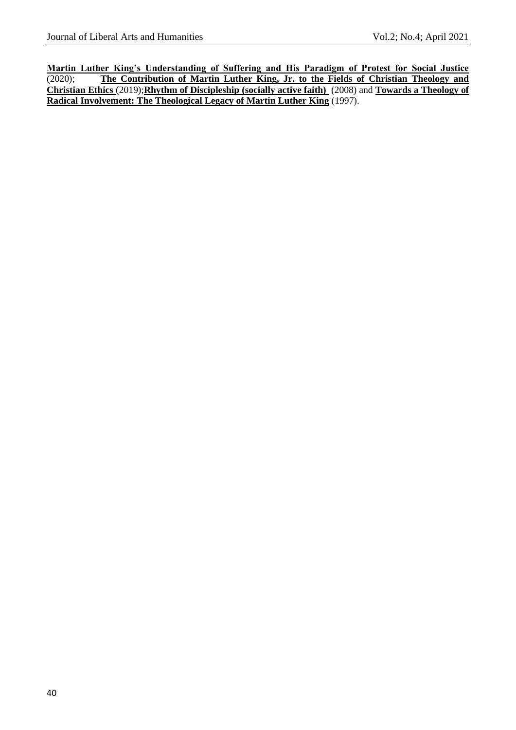**Martin Luther King's Understanding of Suffering and His Paradigm of Protest for Social Justice** (2020); **The Contribution of Martin Luther King, Jr. to the Fields of Christian Theology and Christian Ethics** (2019);**Rhythm of Discipleship (socially active faith)** (2008) and **Towards a Theology of Radical Involvement: The Theological Legacy of Martin Luther King** (1997).